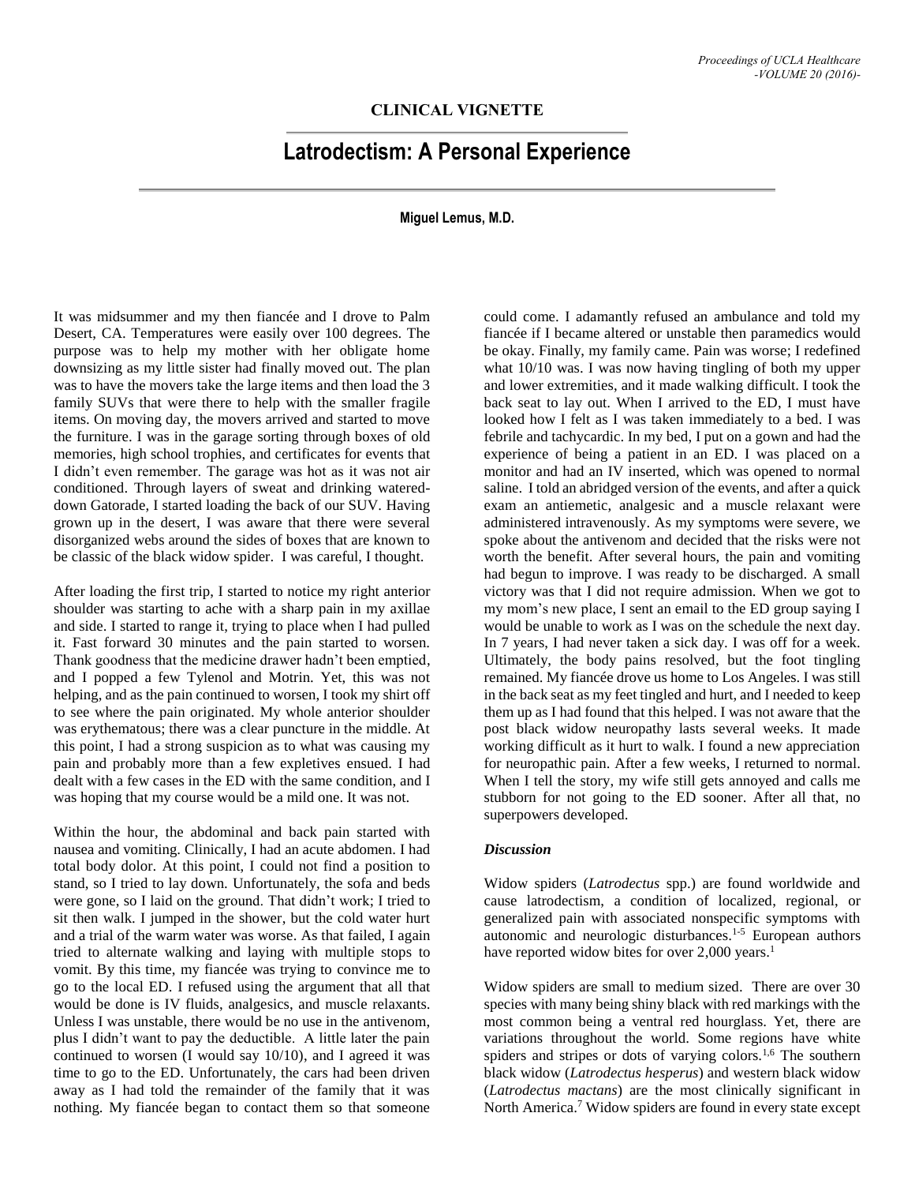**CLINICAL VIGNETTE**

# Latrodectism: A Personal Experience

**Miguel Lemus, M.D.**

It was midsummer and my then fiancée and I drove to Palm Desert, CA. Temperatures were easily over 100 degrees. The purpose was to help my mother with her obligate home downsizing as my little sister had finally moved out. The plan was to have the movers take the large items and then load the 3 family SUVs that were there to help with the smaller fragile items. On moving day, the movers arrived and started to move the furniture. I was in the garage sorting through boxes of old memories, high school trophies, and certificates for events that I didn't even remember. The garage was hot as it was not air conditioned. Through layers of sweat and drinking watered-down Gatorade, I started loading the back of our SUV. Having grown up in the desert, I was aware that there were several disorganized webs around the sides of boxes that are known to be classic of the black widow spider. I was careful, I thought.

After loading the first trip, I started to notice my right anterior shoulder was starting to ache with a sharp pain in my axillae and side. I started to range it, trying to place when I had pulled it. Fast forward 30 minutes and the pain started to worsen. Thank goodness that the medicine drawer hadn't been emptied, and I popped a few Tylenol and Motrin. Yet, this was not helping, and as the pain continued to worsen, I took my shirt off to see where the pain originated. My whole anterior shoulder was erythematous; there was a clear puncture in the middle. At this point, I had a strong suspicion as to what was causing my pain and probably more than a few expletives ensued. I had dealt with a few cases in the ED with the same condition, and I was hoping that my course would be a mild one. It was not.

Within the hour, the abdominal and back pain started with nausea and vomiting. Clinically, I had an acute abdomen. I had total body dolor. At this point, I could not find a position to stand, so I tried to lay down. Unfortunately, the sofa and beds were gone, so I laid on the ground. That didn't work; I tried to sit then walk. I jumped in the shower, but the cold water hurt and a trial of the warm water was worse. As that failed, I again tried to alternate walking and laying with multiple stops to vomit. By this time, my fiancée was trying to convince me to go to the local ED. I refused using the argument that all that would be done is IV fluids, analgesics, and muscle relaxants. Unless I was unstable, there would be no use in the antivenom, plus I didn't want to pay the deductible. A little later the pain continued to worsen (I would say 10/10), and I agreed it was time to go to the ED. Unfortunately, the cars had been driven away as I had told the remainder of the family that it was nothing. My fiancée began to contact them so that someone could come. I adamantly refused an ambulance and told my fiancée if I became altered or unstable then paramedics would be okay. Finally, my family came. Pain was worse; I redefined what 10/10 was. I was now having tingling of both my upper and lower extremities, and it made walking difficult. I took the back seat to lay out. When I arrived to the ED, I must have looked how I felt as I was taken immediately to a bed. I was febrile and tachycardic. In my bed, I put on a gown and had the experience of being a patient in an ED. I was placed on a monitor and had an IV inserted, which was opened to normal saline. I told an abridged version of the events, and after a quick exam an antiemetic, analgesic and a muscle relaxant were administered intravenously. As my symptoms were severe, we spoke about the antivenom and decided that the risks were not worth the benefit. After several hours, the pain and vomiting had begun to improve. I was ready to be discharged. A small victory was that I did not require admission. When we got to my mom's new place, I sent an email to the ED group saying I would be unable to work as I was on the schedule the next day. In 7 years, I had never taken a sick day. I was off for a week. Ultimately, the body pains resolved, but the foot tingling remained. My fiancée drove us home to Los Angeles. I was still in the back seat as my feet tingled and hurt, and I needed to keep them up as I had found that this helped. I was not aware that the post black widow neuropathy lasts several weeks. It made working difficult as it hurt to walk. I found a new appreciation for neuropathic pain. After a few weeks, I returned to normal. When I tell the story, my wife still gets annoyed and calls me stubborn for not going to the ED sooner. After all that, no superpowers developed.

### *Discussion*

Widow spiders (*Latrodectus* spp.) are found worldwide and cause latrodectism, a condition of localized, regional, or generalized pain with associated nonspecific symptoms with autonomic and neurologic disturbances.[1-5] European authors have reported widow bites for over 2,000 years.[1]

Widow spiders are small to medium sized. There are over 30 species with many being shiny black with red markings with the most common being a ventral red hourglass. Yet, there are variations throughout the world. Some regions have white spiders and stripes or dots of varying colors.[1,6] The southern black widow (*Latrodectus hesperus*) and western black widow (*Latrodectus mactans*) are the most clinically significant in North America.[7] Widow spiders are found in every state except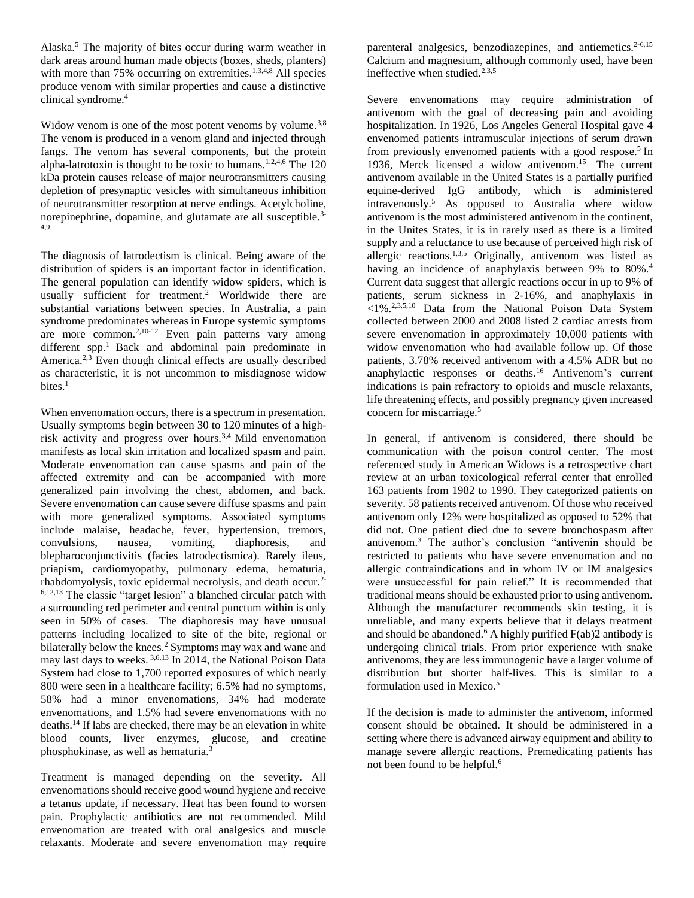Alaska.[5] The majority of bites occur during warm weather in dark areas around human made objects (boxes, sheds, planters) with more than 75% occurring on extremities.[1,3,4,8] All species produce venom with similar properties and cause a distinctive clinical syndrome.[4]

Widow venom is one of the most potent venoms by volume.[3,8] The venom is produced in a venom gland and injected through fangs. The venom has several components, but the protein alpha-latrotoxin is thought to be toxic to humans.[1,2,4,6] The 120 kDa protein causes release of major neurotransmitters causing depletion of presynaptic vesicles with simultaneous inhibition of neurotransmitter resorption at nerve endings. Acetylcholine, norepinephrine, dopamine, and glutamate are all susceptible.[3-4,9]

The diagnosis of latrodectism is clinical. Being aware of the distribution of spiders is an important factor in identification. The general population can identify widow spiders, which is usually sufficient for treatment.[2] Worldwide there are substantial variations between species. In Australia, a pain syndrome predominates whereas in Europe systemic symptoms are more common.[2,10-12] Even pain patterns vary among different spp.[1] Back and abdominal pain predominate in America.[2,3] Even though clinical effects are usually described as characteristic, it is not uncommon to misdiagnose widow bites.[1]

When envenomation occurs, there is a spectrum in presentation. Usually symptoms begin between 30 to 120 minutes of a high-risk activity and progress over hours.[3,4] Mild envenomation manifests as local skin irritation and localized spasm and pain. Moderate envenomation can cause spasms and pain of the affected extremity and can be accompanied with more generalized pain involving the chest, abdomen, and back. Severe envenomation can cause severe diffuse spasms and pain with more generalized symptoms. Associated symptoms include malaise, headache, fever, hypertension, tremors, convulsions, nausea, vomiting, diaphoresis, and blepharoconjunctivitis (facies latrodectismica). Rarely ileus, priapism, cardiomyopathy, pulmonary edema, hematuria, rhabdomyolysis, toxic epidermal necrolysis, and death occur.[2-6,12,13] The classic "target lesion" a blanched circular patch with a surrounding red perimeter and central punctum within is only seen in 50% of cases. The diaphoresis may have unusual patterns including localized to site of the bite, regional or bilaterally below the knees.[2] Symptoms may wax and wane and may last days to weeks.[3,6,13] In 2014, the National Poison Data System had close to 1,700 reported exposures of which nearly 800 were seen in a healthcare facility; 6.5% had no symptoms, 58% had a minor envenomations, 34% had moderate envenomations, and 1.5% had severe envenomations with no deaths.[14] If labs are checked, there may be an elevation in white blood counts, liver enzymes, glucose, and creatine phosphokinase, as well as hematuria.[3]

Treatment is managed depending on the severity. All envenomations should receive good wound hygiene and receive a tetanus update, if necessary. Heat has been found to worsen pain. Prophylactic antibiotics are not recommended. Mild envenomation are treated with oral analgesics and muscle relaxants. Moderate and severe envenomation may require parenteral analgesics, benzodiazepines, and antiemetics.[2-6,15] Calcium and magnesium, although commonly used, have been ineffective when studied.[2,3,5]

Severe envenomations may require administration of antivenom with the goal of decreasing pain and avoiding hospitalization. In 1926, Los Angeles General Hospital gave 4 envenomed patients intramuscular injections of serum drawn from previously envenomed patients with a good respose.[5] In 1936, Merck licensed a widow antivenom.[15] The current antivenom available in the United States is a partially purified equine-derived IgG antibody, which is administered intravenously.[5] As opposed to Australia where widow antivenom is the most administered antivenom in the continent, in the Unites States, it is in rarely used as there is a limited supply and a reluctance to use because of perceived high risk of allergic reactions.[1,3,5] Originally, antivenom was listed as having an incidence of anaphylaxis between 9% to 80%.[4] Current data suggest that allergic reactions occur in up to 9% of patients, serum sickness in 2-16%, and anaphylaxis in <1%.[2,3,5,10] Data from the National Poison Data System collected between 2000 and 2008 listed 2 cardiac arrests from severe envenomation in approximately 10,000 patients with widow envenomation who had available follow up. Of those patients, 3.78% received antivenom with a 4.5% ADR but no anaphylactic responses or deaths.[16] Antivenom's current indications is pain refractory to opioids and muscle relaxants, life threatening effects, and possibly pregnancy given increased concern for miscarriage.[5]

In general, if antivenom is considered, there should be communication with the poison control center. The most referenced study in American Widows is a retrospective chart review at an urban toxicological referral center that enrolled 163 patients from 1982 to 1990. They categorized patients on severity. 58 patients received antivenom. Of those who received antivenom only 12% were hospitalized as opposed to 52% that did not. One patient died due to severe bronchospasm after antivenom.[3] The author's conclusion "antivenin should be restricted to patients who have severe envenomation and no allergic contraindications and in whom IV or IM analgesics were unsuccessful for pain relief." It is recommended that traditional means should be exhausted prior to using antivenom. Although the manufacturer recommends skin testing, it is unreliable, and many experts believe that it delays treatment and should be abandoned.[6] A highly purified F(ab)2 antibody is undergoing clinical trials. From prior experience with snake antivenoms, they are less immunogenic have a larger volume of distribution but shorter half-lives. This is similar to a formulation used in Mexico.[5]

If the decision is made to administer the antivenom, informed consent should be obtained. It should be administered in a setting where there is advanced airway equipment and ability to manage severe allergic reactions. Premedicating patients has not been found to be helpful.[6]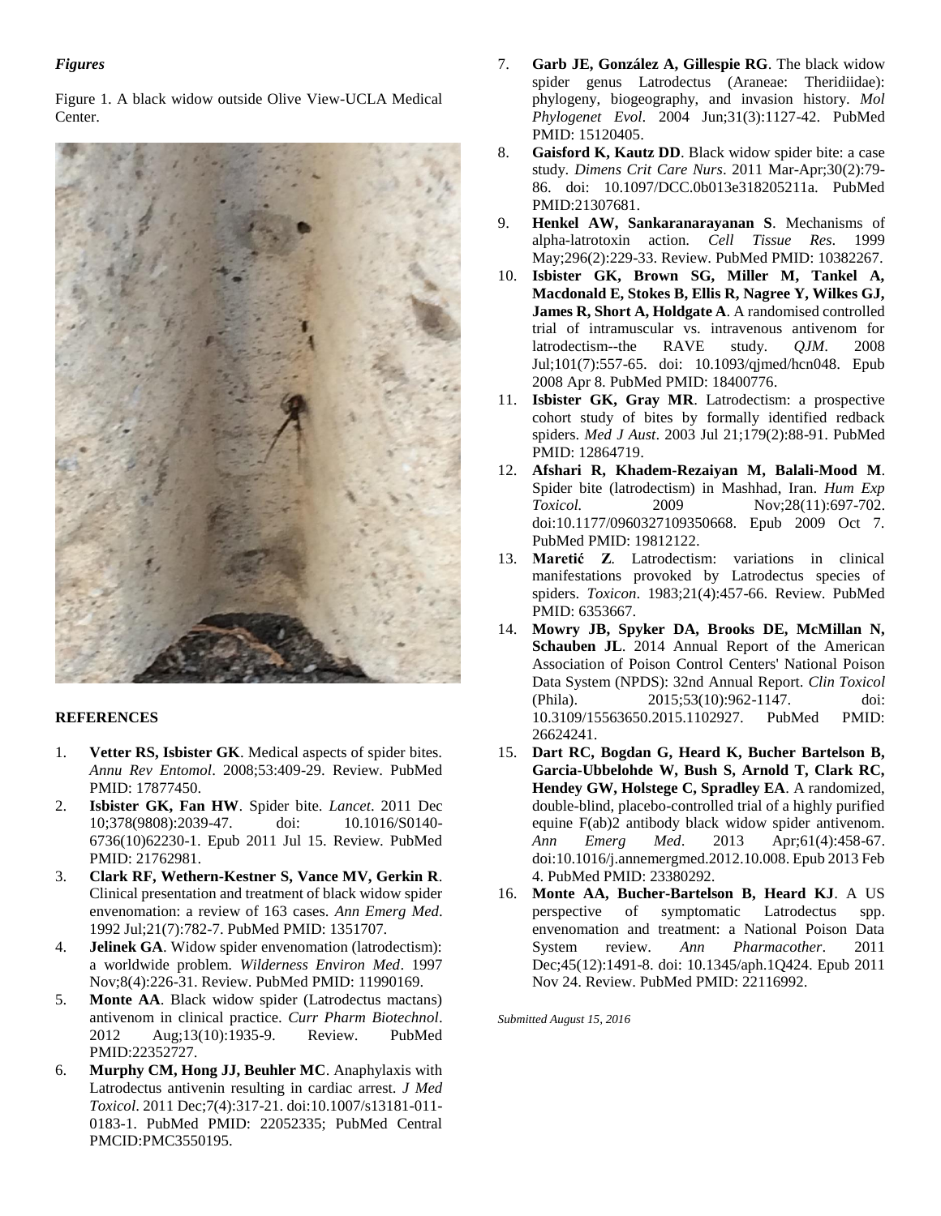*Figures*

Figure 1. A black widow outside Olive View-UCLA Medical Center.

**REFERENCES**

1. **Vetter RS, Isbister GK**. Medical aspects of spider bites. *Annu Rev Entomol*. 2008;53:409-29. Review. PubMed PMID: 17877450.
2. **Isbister GK, Fan HW**. Spider bite. *Lancet*. 2011 Dec 10;378(9808):2039-47. doi: 10.1016/S0140-6736(10)62230-1. Epub 2011 Jul 15. Review. PubMed PMID: 21762981.
3. **Clark RF, Wethern-Kestner S, Vance MV, Gerkin R**. Clinical presentation and treatment of black widow spider envenomation: a review of 163 cases. *Ann Emerg Med*. 1992 Jul;21(7):782-7. PubMed PMID: 1351707.
4. **Jelinek GA**. Widow spider envenomation (latrodectism): a worldwide problem. *Wilderness Environ Med*. 1997 Nov;8(4):226-31. Review. PubMed PMID: 11990169.
5. **Monte AA**. Black widow spider (Latrodectus mactans) antivenom in clinical practice. *Curr Pharm Biotechnol*. 2012 Aug;13(10):1935-9. Review. PubMed PMID:22352727.
6. **Murphy CM, Hong JJ, Beuhler MC**. Anaphylaxis with Latrodectus antivenin resulting in cardiac arrest. *J Med Toxicol*. 2011 Dec;7(4):317-21. doi:10.1007/s13181-011-0183-1. PubMed PMID: 22052335; PubMed Central PMCID:PMC3550195.
7. **Garb JE, González A, Gillespie RG**. The black widow spider genus Latrodectus (Araneae: Theridiidae): phylogeny, biogeography, and invasion history. *Mol Phylogenet Evol*. 2004 Jun;31(3):1127-42. PubMed PMID: 15120405.
8. **Gaisford K, Kautz DD**. Black widow spider bite: a case study. *Dimens Crit Care Nurs*. 2011 Mar-Apr;30(2):79-86. doi: 10.1097/DCC.0b013e318205211a. PubMed PMID:21307681.
9. **Henkel AW, Sankaranarayanan S**. Mechanisms of alpha-latrotoxin action. *Cell Tissue Res*. 1999 May;296(2):229-33. Review. PubMed PMID: 10382267.
10. **Isbister GK, Brown SG, Miller M, Tankel A, Macdonald E, Stokes B, Ellis R, Nagree Y, Wilkes GJ, James R, Short A, Holdgate A**. A randomised controlled trial of intramuscular vs. intravenous antivenom for latrodectism--the RAVE study. *QJM*. 2008 Jul;101(7):557-65. doi: 10.1093/qjmed/hcn048. Epub 2008 Apr 8. PubMed PMID: 18400776.
11. **Isbister GK, Gray MR**. Latrodectism: a prospective cohort study of bites by formally identified redback spiders. *Med J Aust*. 2003 Jul 21;179(2):88-91. PubMed PMID: 12864719.
12. **Afshari R, Khadem-Rezaiyan M, Balali-Mood M**. Spider bite (latrodectism) in Mashhad, Iran. *Hum Exp Toxicol.* 2009 Nov;28(11):697-702. doi:10.1177/0960327109350668. Epub 2009 Oct 7. PubMed PMID: 19812122.
13. **Maretić Z**. Latrodectism: variations in clinical manifestations provoked by Latrodectus species of spiders. *Toxicon*. 1983;21(4):457-66. Review. PubMed PMID: 6353667.
14. **Mowry JB, Spyker DA, Brooks DE, McMillan N, Schauben JL**. 2014 Annual Report of the American Association of Poison Control Centers' National Poison Data System (NPDS): 32nd Annual Report. *Clin Toxicol* (Phila). 2015;53(10):962-1147. doi: 10.3109/15563650.2015.1102927. PubMed PMID: 26624241.
15. **Dart RC, Bogdan G, Heard K, Bucher Bartelson B, Garcia-Ubbelohde W, Bush S, Arnold T, Clark RC, Hendey GW, Holstege C, Spradley EA**. A randomized, double-blind, placebo-controlled trial of a highly purified equine F(ab)2 antibody black widow spider antivenom. *Ann Emerg Med*. 2013 Apr;61(4):458-67. doi:10.1016/j.annemergmed.2012.10.008. Epub 2013 Feb 4. PubMed PMID: 23380292.
16. **Monte AA, Bucher-Bartelson B, Heard KJ**. A US perspective of symptomatic Latrodectus spp. envenomation and treatment: a National Poison Data System review. *Ann Pharmacother*. 2011 Dec;45(12):1491-8. doi: 10.1345/aph.1Q424. Epub 2011 Nov 24. Review. PubMed PMID: 22116992.

*Submitted August 15, 2016*